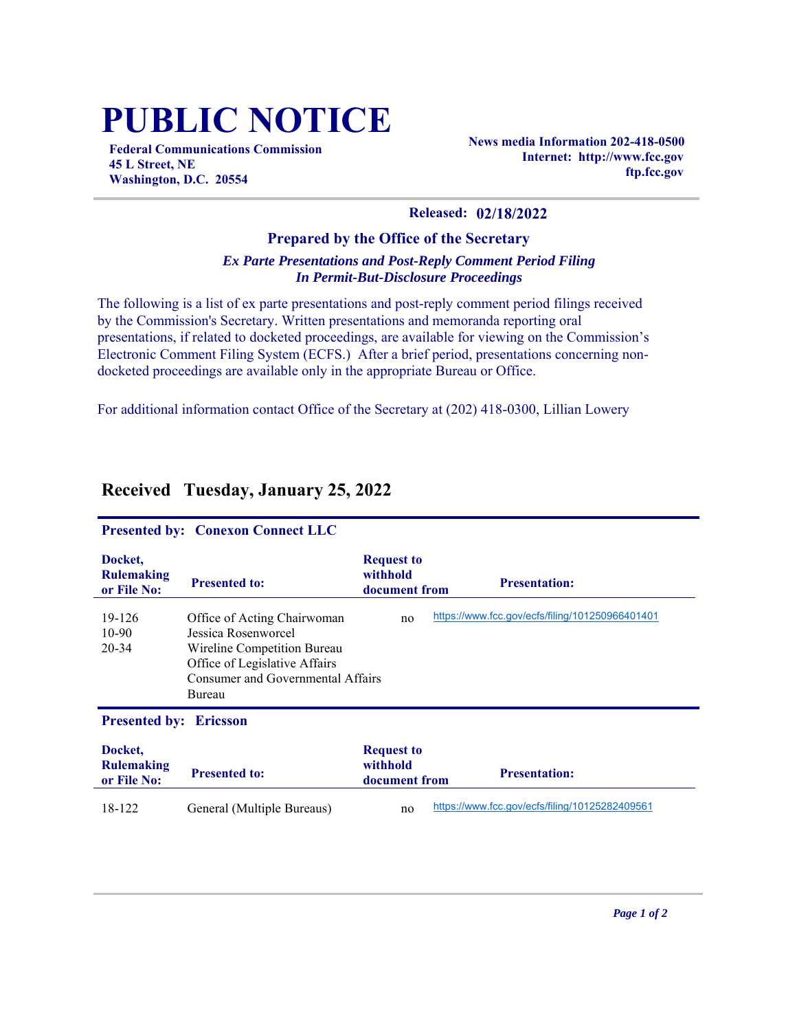# PUBLIC NOTICE

**Federal Communications Commission**
**45 L Street, NE**
**Washington, D.C. 20554**

**News media Information 202-418-0500**
**Internet: http://www.fcc.gov**
**ftp.fcc.gov**

**Released: 02/18/2022**

### Prepared by the Office of the Secretary

***Ex Parte Presentations and Post-Reply Comment Period Filing***
***In Permit-But-Disclosure Proceedings***

The following is a list of ex parte presentations and post-reply comment period filings received by the Commission's Secretary. Written presentations and memoranda reporting oral presentations, if related to docketed proceedings, are available for viewing on the Commission's Electronic Comment Filing System (ECFS.) After a brief period, presentations concerning non-docketed proceedings are available only in the appropriate Bureau or Office.

For additional information contact Office of the Secretary at (202) 418-0300, Lillian Lowery

## Received Tuesday, January 25, 2022

### Presented by: Conexon Connect LLC

| Docket, Rulemaking or File No: | Presented to: | Request to withhold document from | Presentation: |
|---|---|---|---|
| 19-126<br>10-90<br>20-34 | Office of Acting Chairwoman Jessica Rosenworcel<br>Wireline Competition Bureau<br>Office of Legislative Affairs<br>Consumer and Governmental Affairs Bureau | no | https://www.fcc.gov/ecfs/filing/101250966401401 |

### Presented by: Ericsson

| Docket, Rulemaking or File No: | Presented to: | Request to withhold document from | Presentation: |
|---|---|---|---|
| 18-122 | General (Multiple Bureaus) | no | https://www.fcc.gov/ecfs/filing/10125282409561 |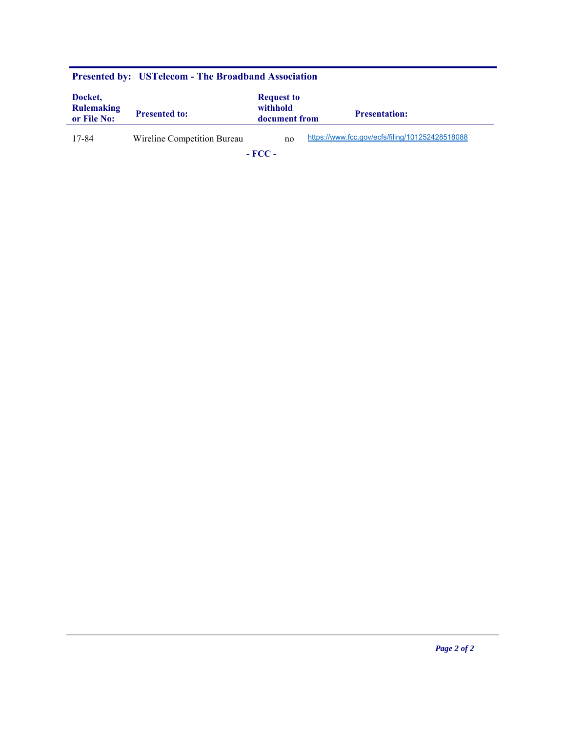**Presented by: USTelecom - The Broadband Association**

| Docket, Rulemaking or File No: | Presented to: | Request to withhold document from | Presentation: |
|---|---|---|---|
| 17-84 | Wireline Competition Bureau | no | https://www.fcc.gov/ecfs/filing/101252428518088 |

**- FCC -**